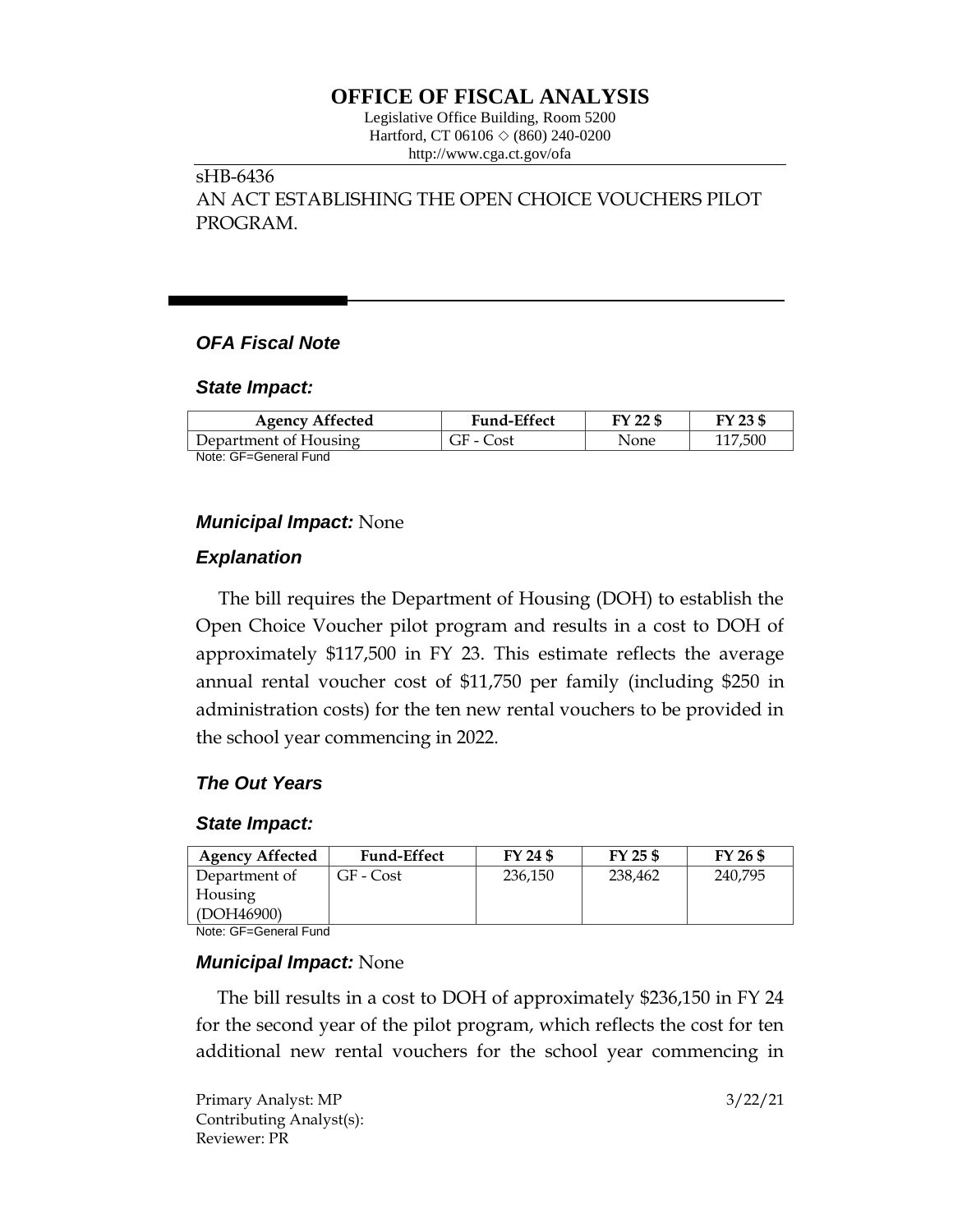# OFFICE OF FISCAL ANALYSIS

Legislative Office Building, Room 5200
Hartford, CT 06106 ◇ (860) 240-0200
http://www.cga.ct.gov/ofa

sHB-6436
AN ACT ESTABLISHING THE OPEN CHOICE VOUCHERS PILOT PROGRAM.

## *OFA Fiscal Note*

### *State Impact:*

| Agency Affected | Fund-Effect | FY 22 $ | FY 23 $ |
|---|---|---|---|
| Department of Housing | GF - Cost | None | 117,500 |

Note: GF=General Fund

### *Municipal Impact:* None

### *Explanation*

The bill requires the Department of Housing (DOH) to establish the Open Choice Voucher pilot program and results in a cost to DOH of approximately $117,500 in FY 23. This estimate reflects the average annual rental voucher cost of $11,750 per family (including $250 in administration costs) for the ten new rental vouchers to be provided in the school year commencing in 2022.

### *The Out Years*

### *State Impact:*

| Agency Affected | Fund-Effect | FY 24 $ | FY 25 $ | FY 26 $ |
|---|---|---|---|---|
| Department of Housing (DOH46900) | GF - Cost | 236,150 | 238,462 | 240,795 |

Note: GF=General Fund

### *Municipal Impact:* None

The bill results in a cost to DOH of approximately $236,150 in FY 24 for the second year of the pilot program, which reflects the cost for ten additional new rental vouchers for the school year commencing in

Primary Analyst: MP
Contributing Analyst(s):
Reviewer: PR

3/22/21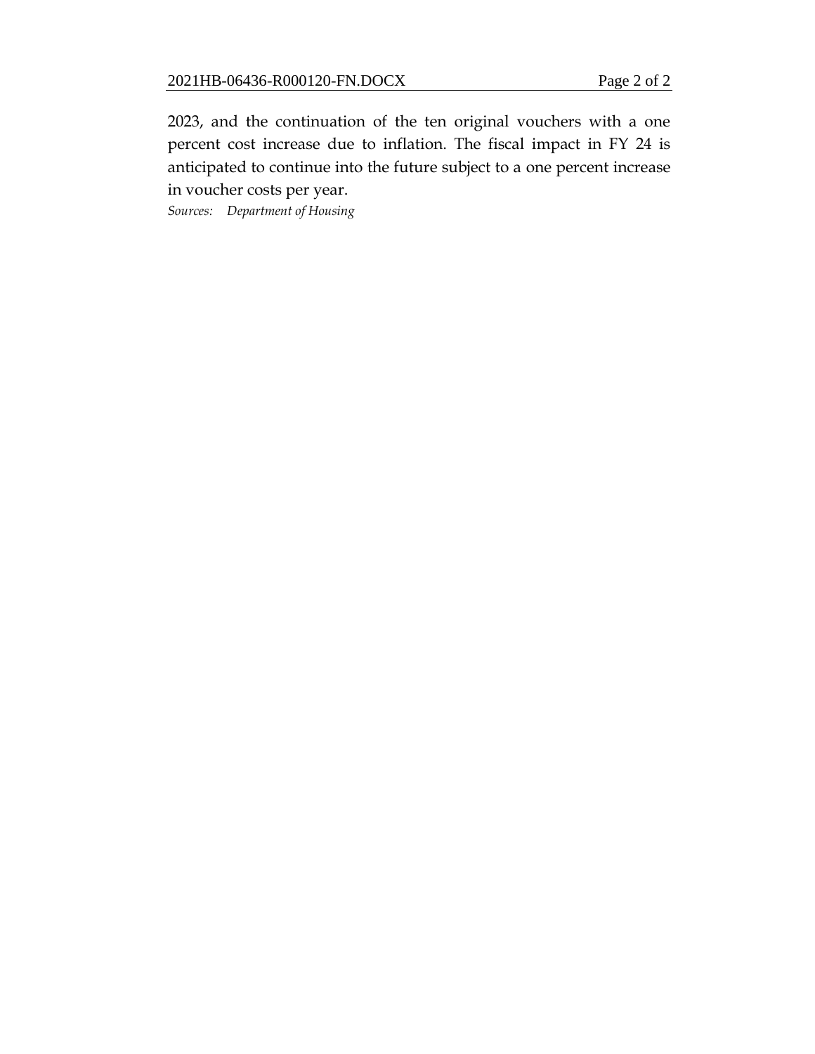2023, and the continuation of the ten original vouchers with a one percent cost increase due to inflation. The fiscal impact in FY 24 is anticipated to continue into the future subject to a one percent increase in voucher costs per year.

*Sources: Department of Housing*